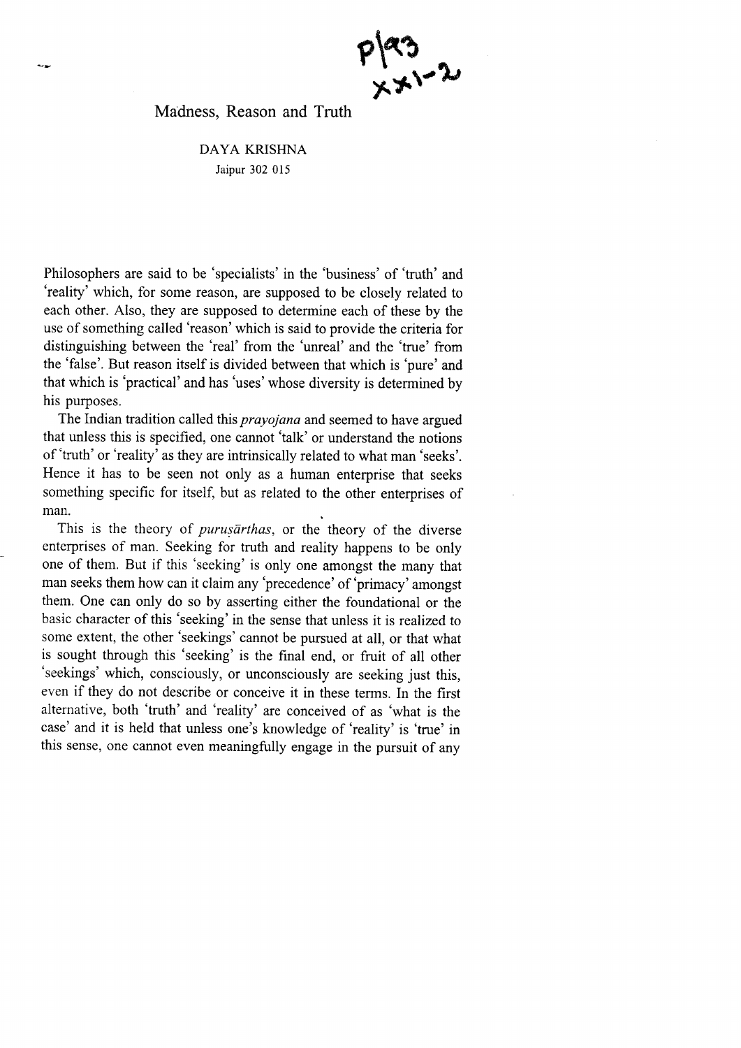# Madness, Reason and Truth

DAYA KRISHNA

Jaipur 302 015

Philosophers are said to be 'specialists' in the 'business' of 'truth' and 'reality' which, for some reason, are supposed to be closely related to each other. Also, they are supposed to determine each of these by the use of something called 'reason' which is said to provide the criteria for distinguishing between the 'real' from the 'unreal' and the 'true' from the 'false'. But reason itself is divided between that which is 'pure' and that which is 'practical' and has 'uses' whose diversity is determined by his purposes.

The Indian tradition called this *prayojana* and seemed to have argued that unless this is specified, one cannot 'talk' or understand the notions of 'truth' or 'reality' as they are intrinsically related to what man 'seeks'. Hence it has to be seen not only as a human enterprise that seeks something specific for itself, but as related to the other enterprises of man.

This is the theory of *puruṣārthas*, or the theory of the diverse enterprises of man. Seeking for truth and reality happens to be only one of them. But if this 'seeking' is only one amongst the many that man seeks them how can it claim any 'precedence' of 'primacy' amongst them. One can only do so by asserting either the foundational or the basic character of this 'seeking' in the sense that unless it is realized to some extent, the other 'seekings' cannot be pursued at all, or that what is sought through this 'seeking' is the final end, or fruit of all other 'seekings' which, consciously, or unconsciously are seeking just this, even if they do not describe or conceive it in these terms. In the first alternative, both 'truth' and 'reality' are conceived of as 'what is the case' and it is held that unless one's knowledge of 'reality' is 'true' in this sense, one cannot even meaningfully engage in the pursuit of any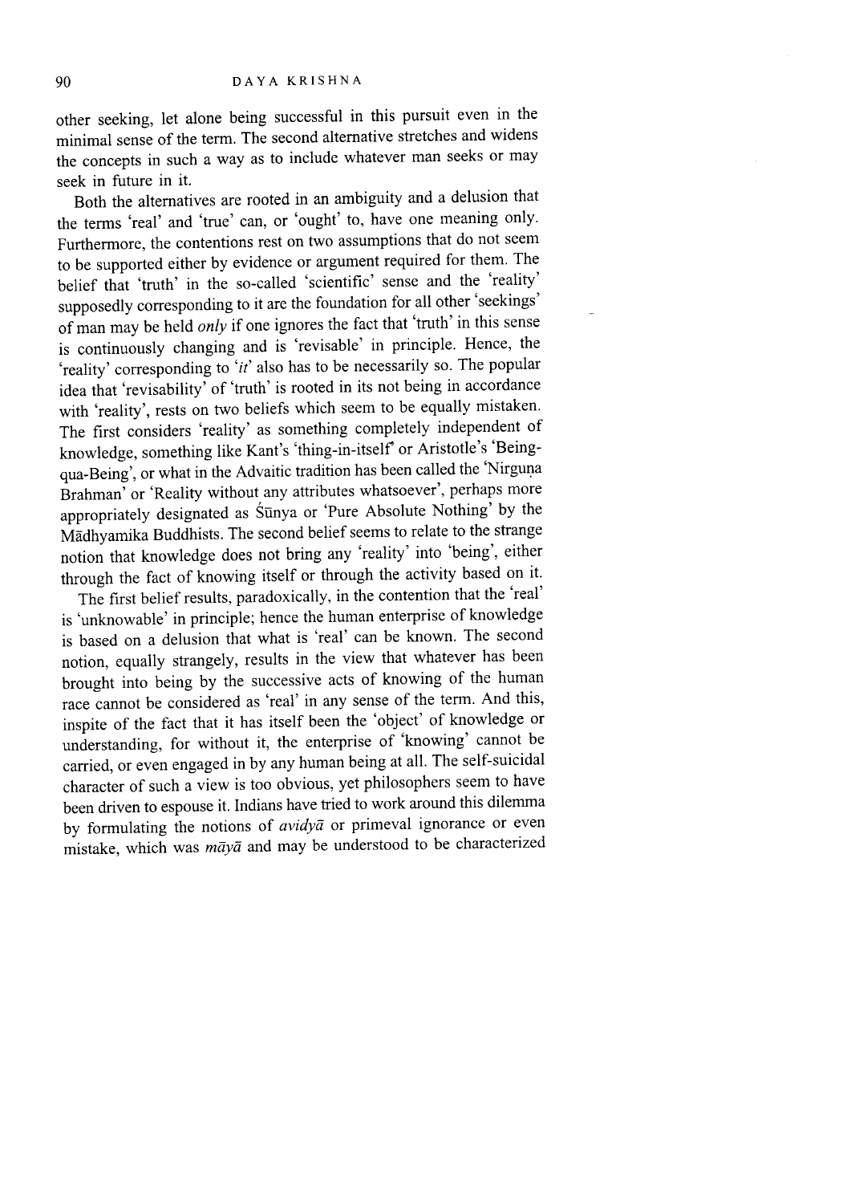other seeking, let alone being successful in this pursuit even in the minimal sense of the term. The second alternative stretches and widens the concepts in such a way as to include whatever man seeks or may seek in future in it.

Both the alternatives are rooted in an ambiguity and a delusion that the terms 'real' and 'true' can, or 'ought' to, have one meaning only. Furthermore, the contentions rest on two assumptions that do not seem to be supported either by evidence or argument required for them. The belief that 'truth' in the so-called 'scientific' sense and the 'reality' supposedly corresponding to it are the foundation for all other 'seekings' of man may be held *only* if one ignores the fact that 'truth' in this sense is continuously changing and is 'revisable' in principle. Hence, the 'reality' corresponding to '*it*' also has to be necessarily so. The popular idea that 'revisability' of 'truth' is rooted in its not being in accordance with 'reality', rests on two beliefs which seem to be equally mistaken. The first considers 'reality' as something completely independent of knowledge, something like Kant's 'thing-in-itself' or Aristotle's 'Being-qua-Being', or what in the Advaitic tradition has been called the 'Nirguṇa Brahman' or 'Reality without any attributes whatsoever', perhaps more appropriately designated as Śūnya or 'Pure Absolute Nothing' by the Mādhyamika Buddhists. The second belief seems to relate to the strange notion that knowledge does not bring any 'reality' into 'being', either through the fact of knowing itself or through the activity based on it.

The first belief results, paradoxically, in the contention that the 'real' is 'unknowable' in principle; hence the human enterprise of knowledge is based on a delusion that what is 'real' can be known. The second notion, equally strangely, results in the view that whatever has been brought into being by the successive acts of knowing of the human race cannot be considered as 'real' in any sense of the term. And this, inspite of the fact that it has itself been the 'object' of knowledge or understanding, for without it, the enterprise of 'knowing' cannot be carried, or even engaged in by any human being at all. The self-suicidal character of such a view is too obvious, yet philosophers seem to have been driven to espouse it. Indians have tried to work around this dilemma by formulating the notions of *avidyā* or primeval ignorance or even mistake, which was *māyā* and may be understood to be characterized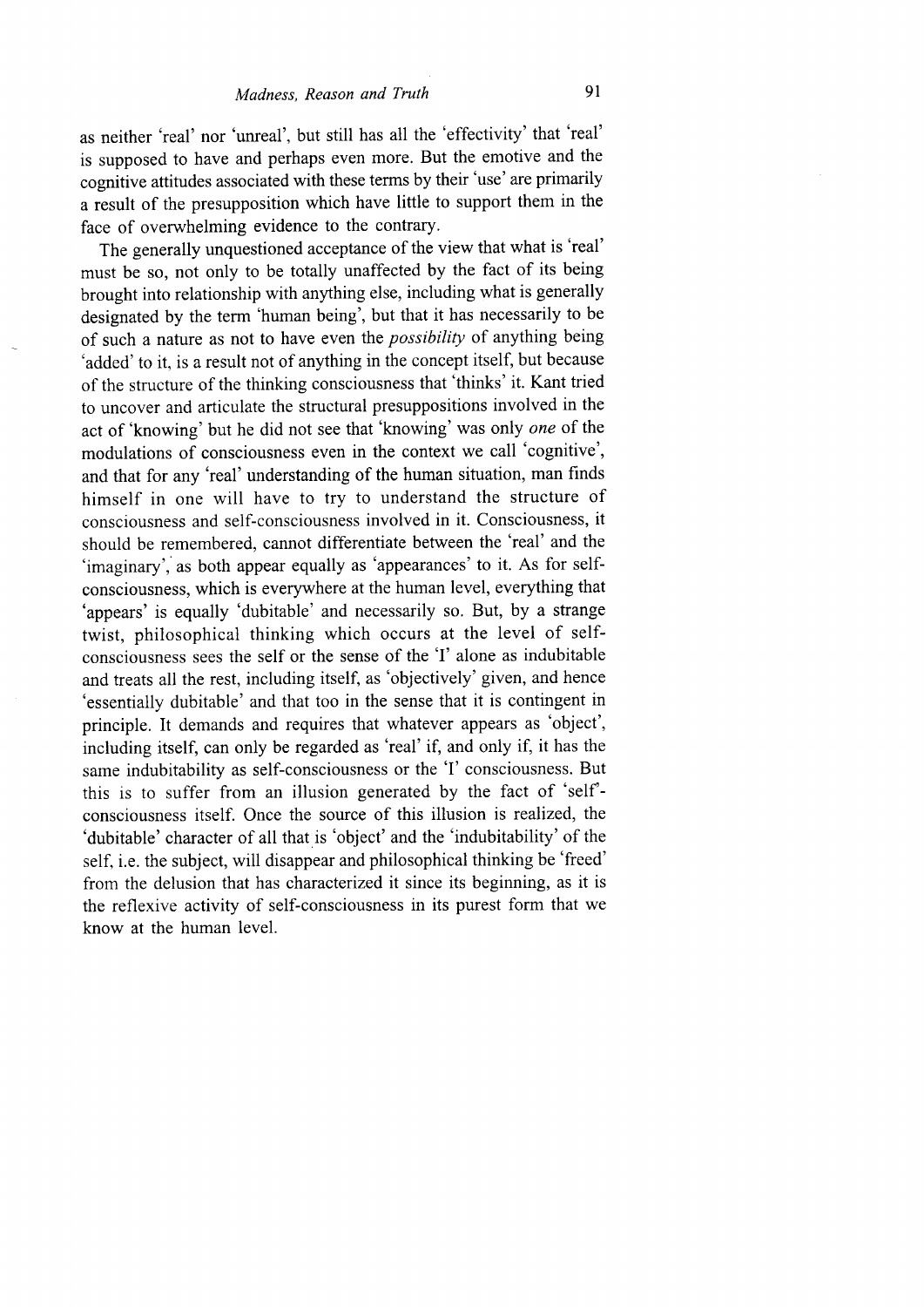as neither 'real' nor 'unreal', but still has all the 'effectivity' that 'real' is supposed to have and perhaps even more. But the emotive and the cognitive attitudes associated with these terms by their 'use' are primarily a result of the presupposition which have little to support them in the face of overwhelming evidence to the contrary.

The generally unquestioned acceptance of the view that what is 'real' must be so, not only to be totally unaffected by the fact of its being brought into relationship with anything else, including what is generally designated by the term 'human being', but that it has necessarily to be of such a nature as not to have even the *possibility* of anything being 'added' to it, is a result not of anything in the concept itself, but because of the structure of the thinking consciousness that 'thinks' it. Kant tried to uncover and articulate the structural presuppositions involved in the act of 'knowing' but he did not see that 'knowing' was only *one* of the modulations of consciousness even in the context we call 'cognitive', and that for any 'real' understanding of the human situation, man finds himself in one will have to try to understand the structure of consciousness and self-consciousness involved in it. Consciousness, it should be remembered, cannot differentiate between the 'real' and the 'imaginary', as both appear equally as 'appearances' to it. As for self-consciousness, which is everywhere at the human level, everything that 'appears' is equally 'dubitable' and necessarily so. But, by a strange twist, philosophical thinking which occurs at the level of self-consciousness sees the self or the sense of the 'I' alone as indubitable and treats all the rest, including itself, as 'objectively' given, and hence 'essentially dubitable' and that too in the sense that it is contingent in principle. It demands and requires that whatever appears as 'object', including itself, can only be regarded as 'real' if, and only if, it has the same indubitability as self-consciousness or the 'I' consciousness. But this is to suffer from an illusion generated by the fact of 'self'-consciousness itself. Once the source of this illusion is realized, the 'dubitable' character of all that is 'object' and the 'indubitability' of the self, i.e. the subject, will disappear and philosophical thinking be 'freed' from the delusion that has characterized it since its beginning, as it is the reflexive activity of self-consciousness in its purest form that we know at the human level.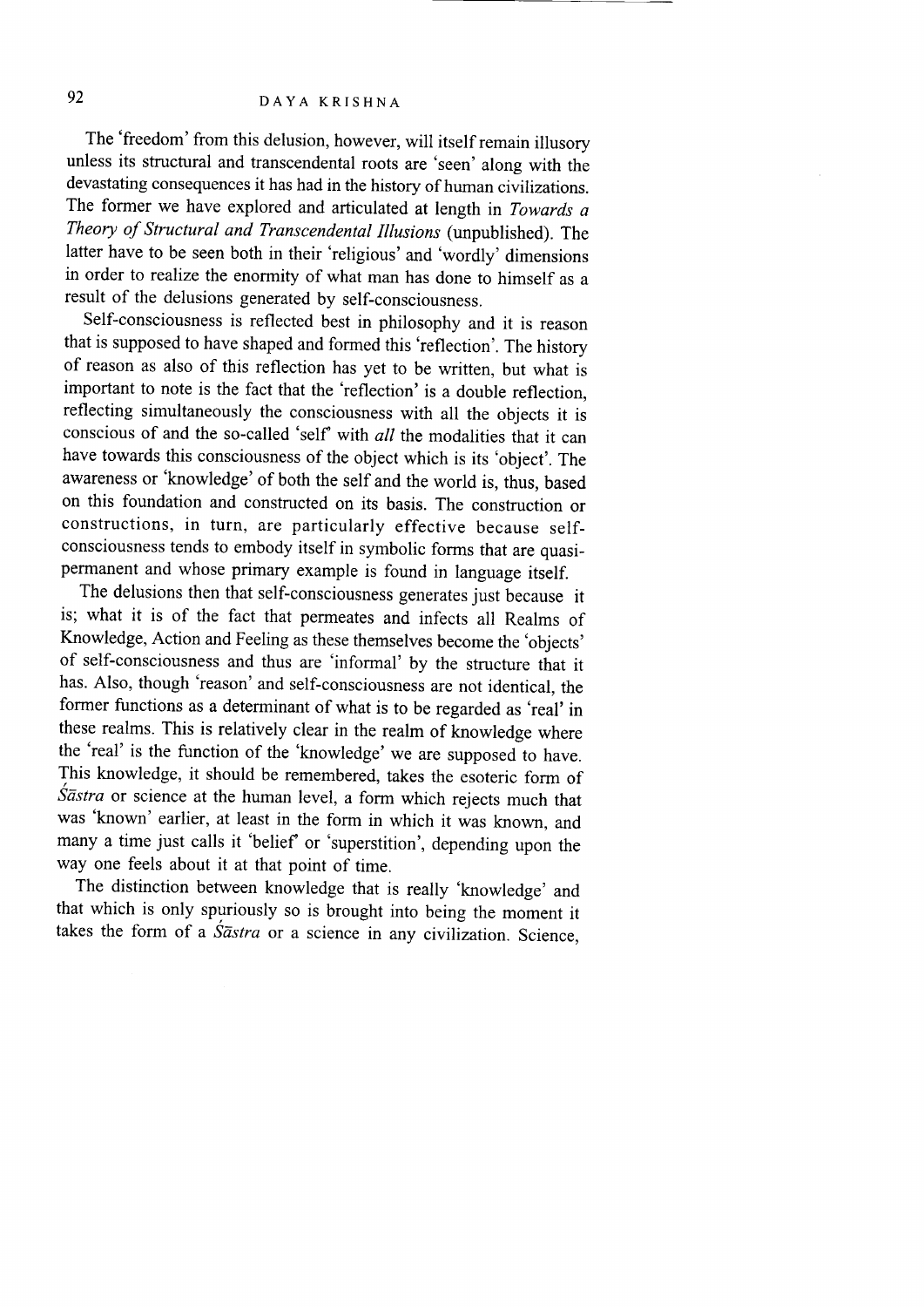The 'freedom' from this delusion, however, will itself remain illusory unless its structural and transcendental roots are 'seen' along with the devastating consequences it has had in the history of human civilizations. The former we have explored and articulated at length in *Towards a Theory of Structural and Transcendental Illusions* (unpublished). The latter have to be seen both in their 'religious' and 'wordly' dimensions in order to realize the enormity of what man has done to himself as a result of the delusions generated by self-consciousness.

Self-consciousness is reflected best in philosophy and it is reason that is supposed to have shaped and formed this 'reflection'. The history of reason as also of this reflection has yet to be written, but what is important to note is the fact that the 'reflection' is a double reflection, reflecting simultaneously the consciousness with all the objects it is conscious of and the so-called 'self' with *all* the modalities that it can have towards this consciousness of the object which is its 'object'. The awareness or 'knowledge' of both the self and the world is, thus, based on this foundation and constructed on its basis. The construction or constructions, in turn, are particularly effective because self-consciousness tends to embody itself in symbolic forms that are quasi-permanent and whose primary example is found in language itself.

The delusions then that self-consciousness generates just because it is; what it is of the fact that permeates and infects all Realms of Knowledge, Action and Feeling as these themselves become the 'objects' of self-consciousness and thus are 'informal' by the structure that it has. Also, though 'reason' and self-consciousness are not identical, the former functions as a determinant of what is to be regarded as 'real' in these realms. This is relatively clear in the realm of knowledge where the 'real' is the function of the 'knowledge' we are supposed to have. This knowledge, it should be remembered, takes the esoteric form of *Śāstra* or science at the human level, a form which rejects much that was 'known' earlier, at least in the form in which it was known, and many a time just calls it 'belief' or 'superstition', depending upon the way one feels about it at that point of time.

The distinction between knowledge that is really 'knowledge' and that which is only spuriously so is brought into being the moment it takes the form of a *Śāstra* or a science in any civilization. Science,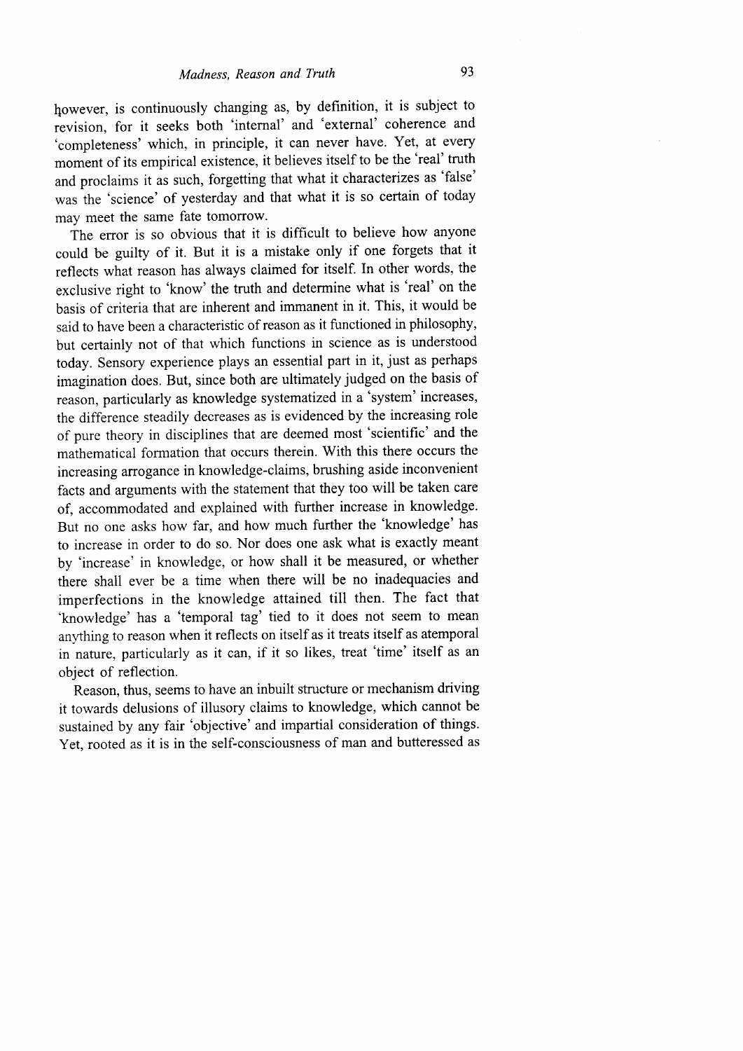however, is continuously changing as, by definition, it is subject to revision, for it seeks both 'internal' and 'external' coherence and 'completeness' which, in principle, it can never have. Yet, at every moment of its empirical existence, it believes itself to be the 'real' truth and proclaims it as such, forgetting that what it characterizes as 'false' was the 'science' of yesterday and that what it is so certain of today may meet the same fate tomorrow.

The error is so obvious that it is difficult to believe how anyone could be guilty of it. But it is a mistake only if one forgets that it reflects what reason has always claimed for itself. In other words, the exclusive right to 'know' the truth and determine what is 'real' on the basis of criteria that are inherent and immanent in it. This, it would be said to have been a characteristic of reason as it functioned in philosophy, but certainly not of that which functions in science as is understood today. Sensory experience plays an essential part in it, just as perhaps imagination does. But, since both are ultimately judged on the basis of reason, particularly as knowledge systematized in a 'system' increases, the difference steadily decreases as is evidenced by the increasing role of pure theory in disciplines that are deemed most 'scientific' and the mathematical formation that occurs therein. With this there occurs the increasing arrogance in knowledge-claims, brushing aside inconvenient facts and arguments with the statement that they too will be taken care of, accommodated and explained with further increase in knowledge. But no one asks how far, and how much further the 'knowledge' has to increase in order to do so. Nor does one ask what is exactly meant by 'increase' in knowledge, or how shall it be measured, or whether there shall ever be a time when there will be no inadequacies and imperfections in the knowledge attained till then. The fact that 'knowledge' has a 'temporal tag' tied to it does not seem to mean anything to reason when it reflects on itself as it treats itself as atemporal in nature, particularly as it can, if it so likes, treat 'time' itself as an object of reflection.

Reason, thus, seems to have an inbuilt structure or mechanism driving it towards delusions of illusory claims to knowledge, which cannot be sustained by any fair 'objective' and impartial consideration of things. Yet, rooted as it is in the self-consciousness of man and butteressed as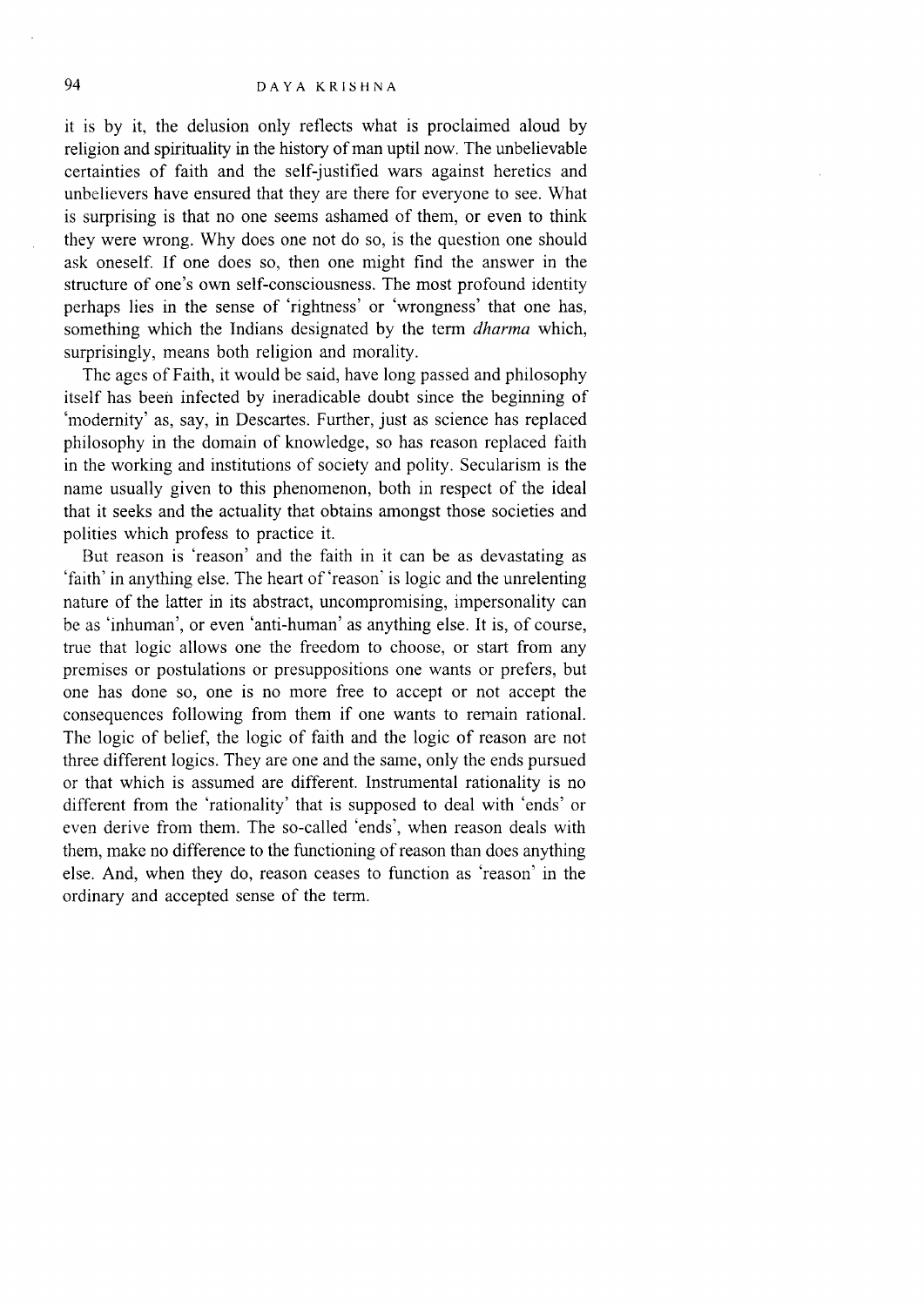it is by it, the delusion only reflects what is proclaimed aloud by religion and spirituality in the history of man uptil now. The unbelievable certainties of faith and the self-justified wars against heretics and unbelievers have ensured that they are there for everyone to see. What is surprising is that no one seems ashamed of them, or even to think they were wrong. Why does one not do so, is the question one should ask oneself. If one does so, then one might find the answer in the structure of one's own self-consciousness. The most profound identity perhaps lies in the sense of 'rightness' or 'wrongness' that one has, something which the Indians designated by the term *dharma* which, surprisingly, means both religion and morality.

The ages of Faith, it would be said, have long passed and philosophy itself has been infected by ineradicable doubt since the beginning of 'modernity' as, say, in Descartes. Further, just as science has replaced philosophy in the domain of knowledge, so has reason replaced faith in the working and institutions of society and polity. Secularism is the name usually given to this phenomenon, both in respect of the ideal that it seeks and the actuality that obtains amongst those societies and polities which profess to practice it.

But reason is 'reason' and the faith in it can be as devastating as 'faith' in anything else. The heart of 'reason' is logic and the unrelenting nature of the latter in its abstract, uncompromising, impersonality can be as 'inhuman', or even 'anti-human' as anything else. It is, of course, true that logic allows one the freedom to choose, or start from any premises or postulations or presuppositions one wants or prefers, but one has done so, one is no more free to accept or not accept the consequences following from them if one wants to remain rational. The logic of belief, the logic of faith and the logic of reason are not three different logics. They are one and the same, only the ends pursued or that which is assumed are different. Instrumental rationality is no different from the 'rationality' that is supposed to deal with 'ends' or even derive from them. The so-called 'ends', when reason deals with them, make no difference to the functioning of reason than does anything else. And, when they do, reason ceases to function as 'reason' in the ordinary and accepted sense of the term.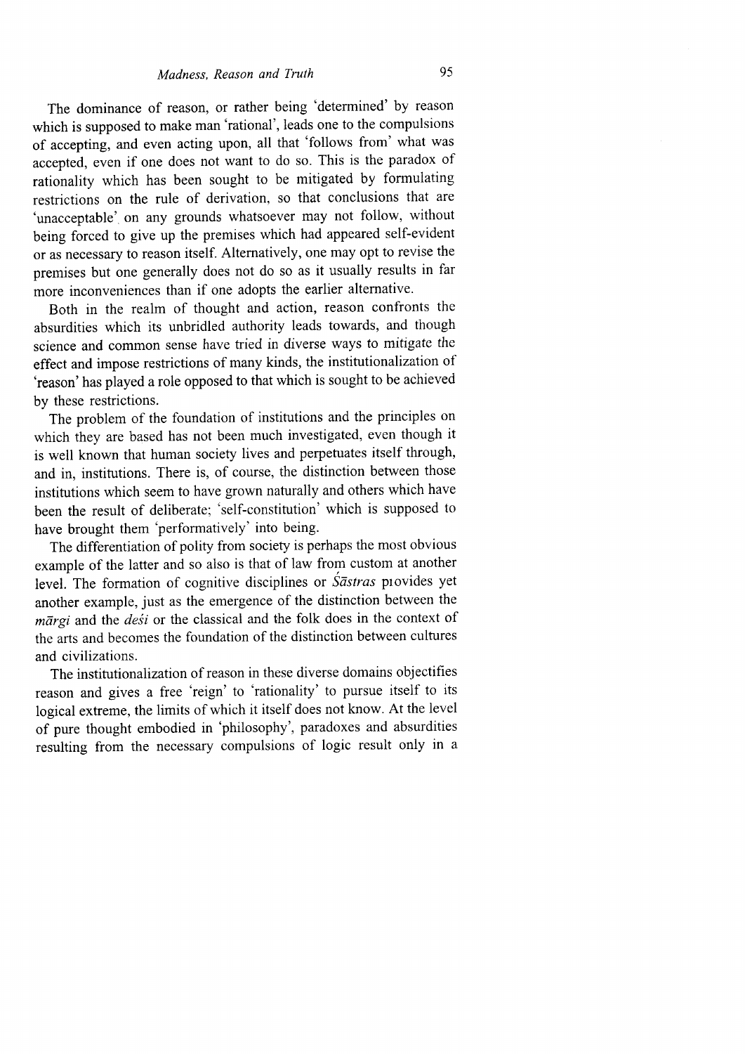The dominance of reason, or rather being 'determined' by reason which is supposed to make man 'rational', leads one to the compulsions of accepting, and even acting upon, all that 'follows from' what was accepted, even if one does not want to do so. This is the paradox of rationality which has been sought to be mitigated by formulating restrictions on the rule of derivation, so that conclusions that are 'unacceptable' on any grounds whatsoever may not follow, without being forced to give up the premises which had appeared self-evident or as necessary to reason itself. Alternatively, one may opt to revise the premises but one generally does not do so as it usually results in far more inconveniences than if one adopts the earlier alternative.

Both in the realm of thought and action, reason confronts the absurdities which its unbridled authority leads towards, and though science and common sense have tried in diverse ways to mitigate the effect and impose restrictions of many kinds, the institutionalization of 'reason' has played a role opposed to that which is sought to be achieved by these restrictions.

The problem of the foundation of institutions and the principles on which they are based has not been much investigated, even though it is well known that human society lives and perpetuates itself through, and in, institutions. There is, of course, the distinction between those institutions which seem to have grown naturally and others which have been the result of deliberate; 'self-constitution' which is supposed to have brought them 'performatively' into being.

The differentiation of polity from society is perhaps the most obvious example of the latter and so also is that of law from custom at another level. The formation of cognitive disciplines or *Śāstras* provides yet another example, just as the emergence of the distinction between the *mārgi* and the *deśi* or the classical and the folk does in the context of the arts and becomes the foundation of the distinction between cultures and civilizations.

The institutionalization of reason in these diverse domains objectifies reason and gives a free 'reign' to 'rationality' to pursue itself to its logical extreme, the limits of which it itself does not know. At the level of pure thought embodied in 'philosophy', paradoxes and absurdities resulting from the necessary compulsions of logic result only in a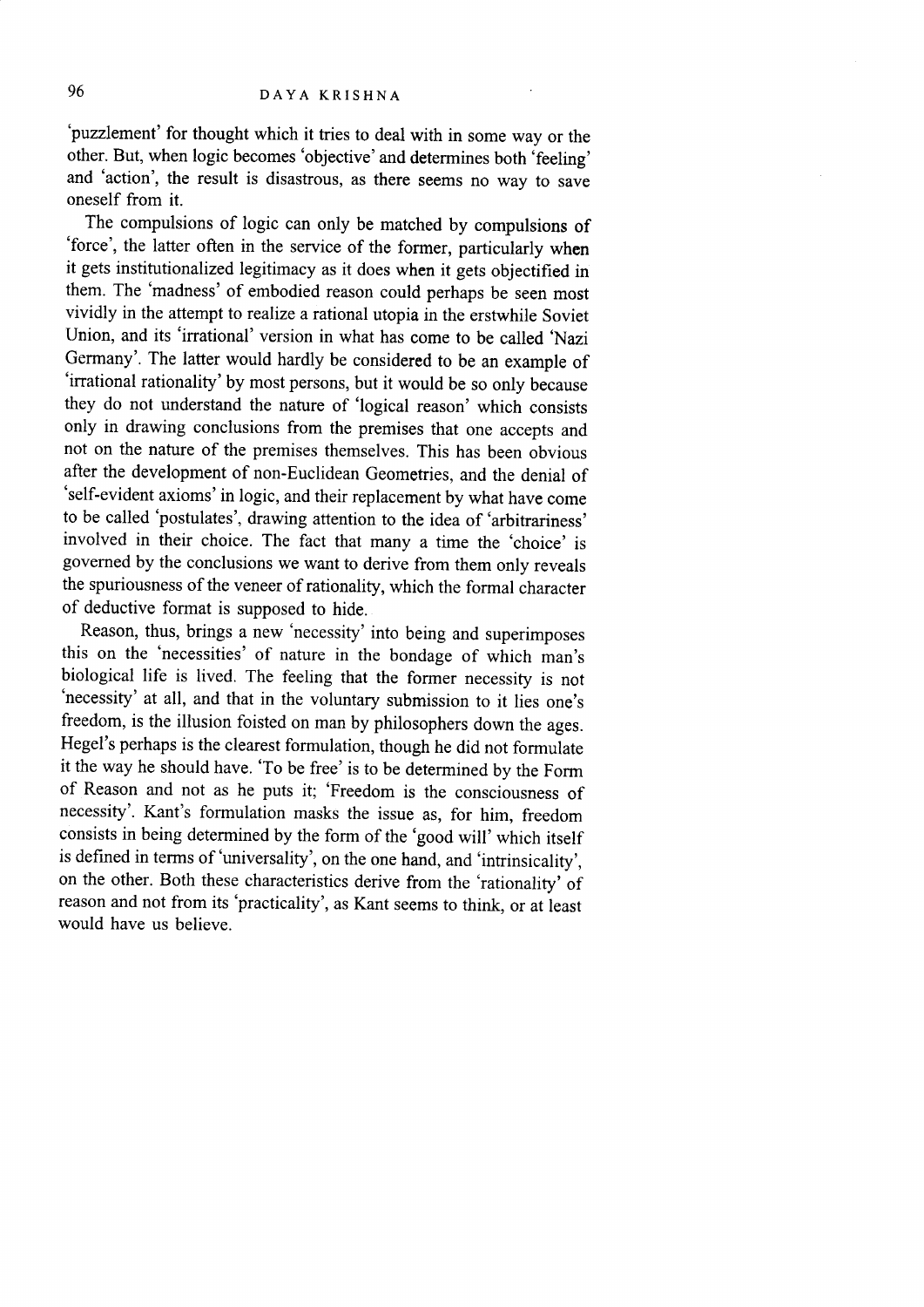'puzzlement' for thought which it tries to deal with in some way or the other. But, when logic becomes 'objective' and determines both 'feeling' and 'action', the result is disastrous, as there seems no way to save oneself from it.

The compulsions of logic can only be matched by compulsions of 'force', the latter often in the service of the former, particularly when it gets institutionalized legitimacy as it does when it gets objectified in them. The 'madness' of embodied reason could perhaps be seen most vividly in the attempt to realize a rational utopia in the erstwhile Soviet Union, and its 'irrational' version in what has come to be called 'Nazi Germany'. The latter would hardly be considered to be an example of 'irrational rationality' by most persons, but it would be so only because they do not understand the nature of 'logical reason' which consists only in drawing conclusions from the premises that one accepts and not on the nature of the premises themselves. This has been obvious after the development of non-Euclidean Geometries, and the denial of 'self-evident axioms' in logic, and their replacement by what have come to be called 'postulates', drawing attention to the idea of 'arbitrariness' involved in their choice. The fact that many a time the 'choice' is governed by the conclusions we want to derive from them only reveals the spuriousness of the veneer of rationality, which the formal character of deductive format is supposed to hide.

Reason, thus, brings a new 'necessity' into being and superimposes this on the 'necessities' of nature in the bondage of which man's biological life is lived. The feeling that the former necessity is not 'necessity' at all, and that in the voluntary submission to it lies one's freedom, is the illusion foisted on man by philosophers down the ages. Hegel's perhaps is the clearest formulation, though he did not formulate it the way he should have. 'To be free' is to be determined by the Form of Reason and not as he puts it; 'Freedom is the consciousness of necessity'. Kant's formulation masks the issue as, for him, freedom consists in being determined by the form of the 'good will' which itself is defined in terms of 'universality', on the one hand, and 'intrinsicality', on the other. Both these characteristics derive from the 'rationality' of reason and not from its 'practicality', as Kant seems to think, or at least would have us believe.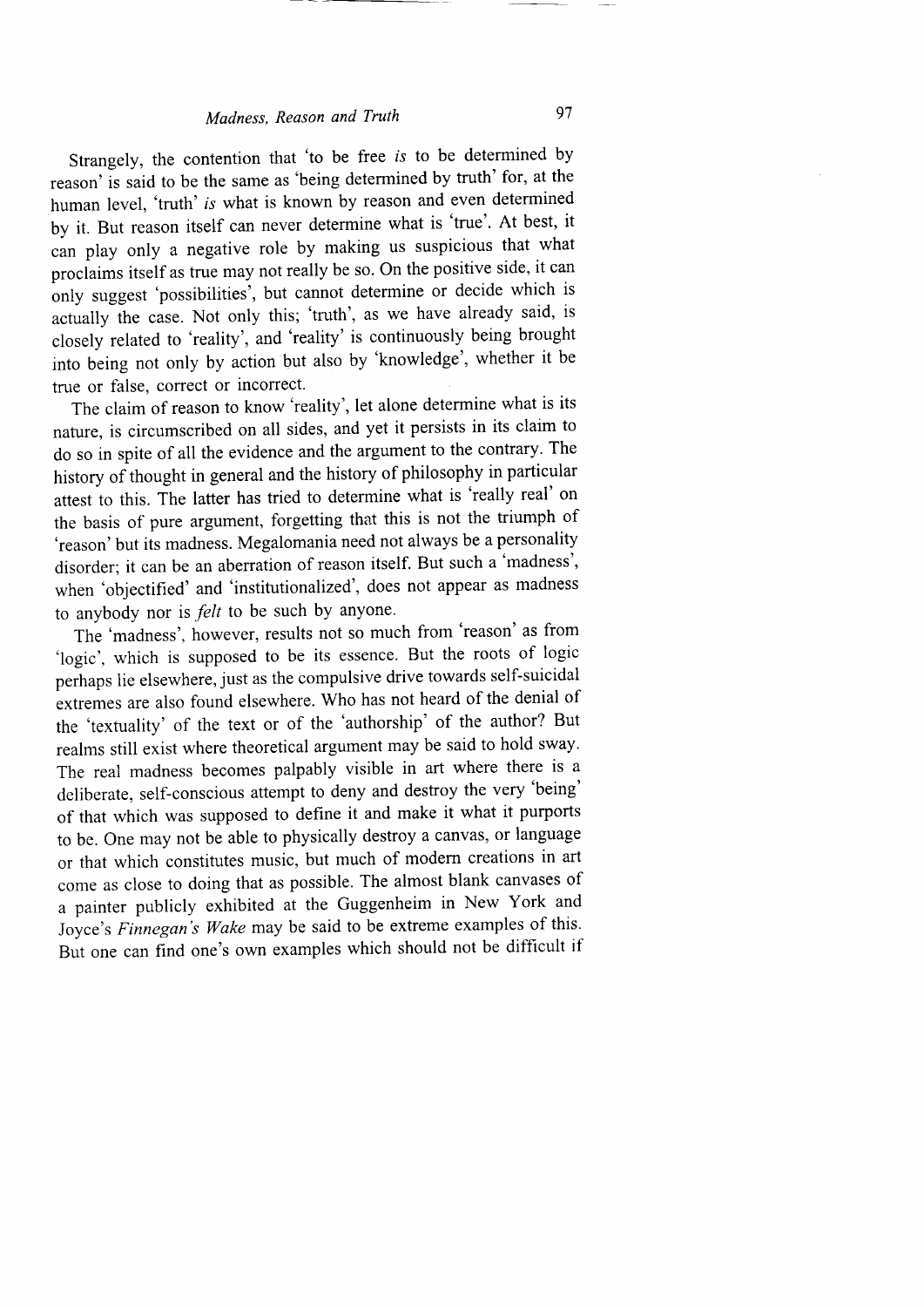Strangely, the contention that 'to be free *is* to be determined by reason' is said to be the same as 'being determined by truth' for, at the human level, 'truth' *is* what is known by reason and even determined by it. But reason itself can never determine what is 'true'. At best, it can play only a negative role by making us suspicious that what proclaims itself as true may not really be so. On the positive side, it can only suggest 'possibilities', but cannot determine or decide which is actually the case. Not only this; 'truth', as we have already said, is closely related to 'reality', and 'reality' is continuously being brought into being not only by action but also by 'knowledge', whether it be true or false, correct or incorrect.

The claim of reason to know 'reality', let alone determine what is its nature, is circumscribed on all sides, and yet it persists in its claim to do so in spite of all the evidence and the argument to the contrary. The history of thought in general and the history of philosophy in particular attest to this. The latter has tried to determine what is 'really real' on the basis of pure argument, forgetting that this is not the triumph of 'reason' but its madness. Megalomania need not always be a personality disorder; it can be an aberration of reason itself. But such a 'madness', when 'objectified' and 'institutionalized', does not appear as madness to anybody nor is *felt* to be such by anyone.

The 'madness', however, results not so much from 'reason' as from 'logic', which is supposed to be its essence. But the roots of logic perhaps lie elsewhere, just as the compulsive drive towards self-suicidal extremes are also found elsewhere. Who has not heard of the denial of the 'textuality' of the text or of the 'authorship' of the author? But realms still exist where theoretical argument may be said to hold sway. The real madness becomes palpably visible in art where there is a deliberate, self-conscious attempt to deny and destroy the very 'being' of that which was supposed to define it and make it what it purports to be. One may not be able to physically destroy a canvas, or language or that which constitutes music, but much of modern creations in art come as close to doing that as possible. The almost blank canvases of a painter publicly exhibited at the Guggenheim in New York and Joyce's *Finnegan's Wake* may be said to be extreme examples of this. But one can find one's own examples which should not be difficult if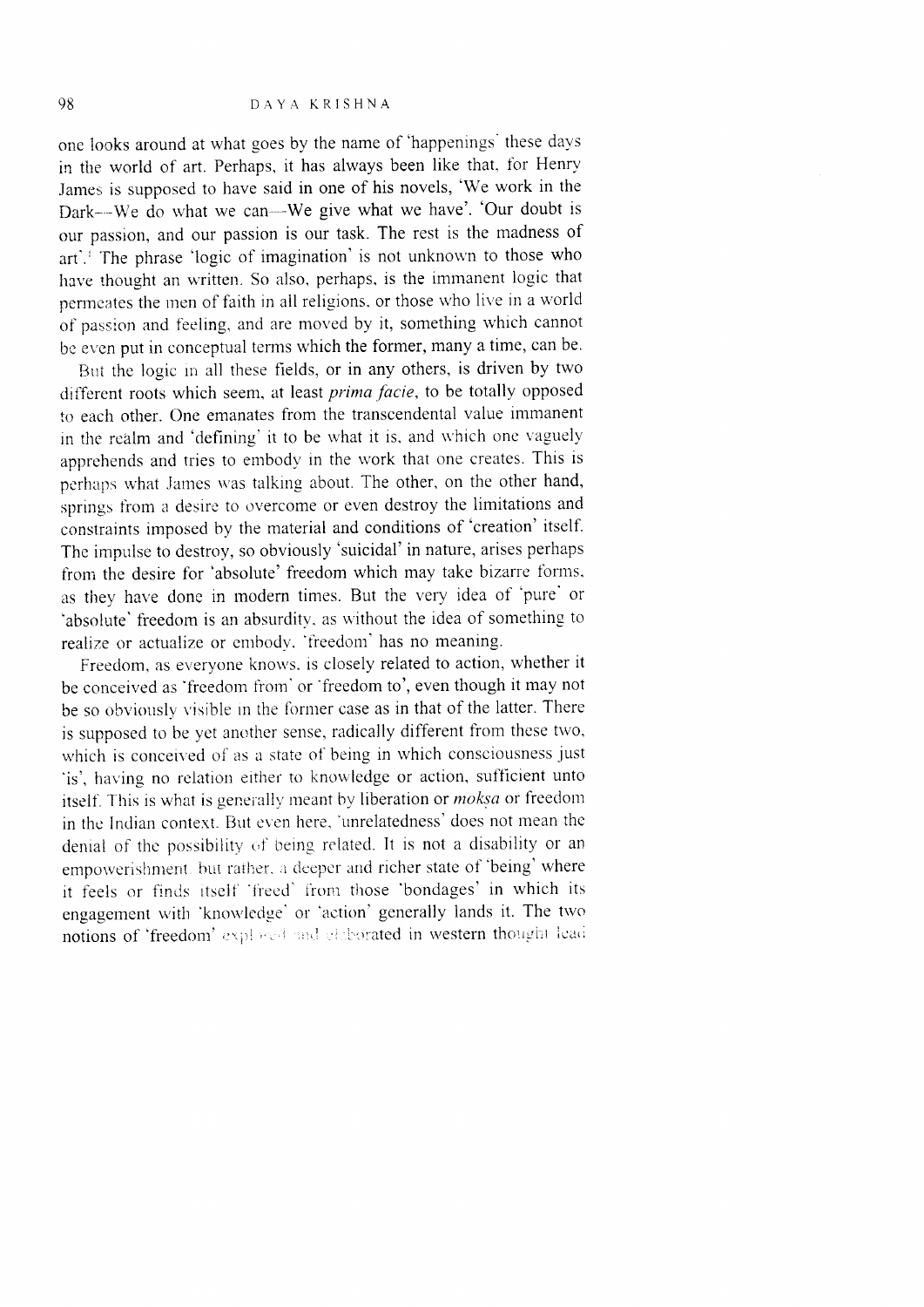one looks around at what goes by the name of 'happenings' these days in the world of art. Perhaps, it has always been like that, for Henry James is supposed to have said in one of his novels, 'We work in the Dark—We do what we can—We give what we have'. 'Our doubt is our passion, and our passion is our task. The rest is the madness of art'.[1] The phrase 'logic of imagination' is not unknown to those who have thought an written. So also, perhaps, is the immanent logic that permeates the men of faith in all religions, or those who live in a world of passion and feeling, and are moved by it, something which cannot be even put in conceptual terms which the former, many a time, can be.

But the logic in all these fields, or in any others, is driven by two different roots which seem, at least *prima facie*, to be totally opposed to each other. One emanates from the transcendental value immanent in the realm and 'defining' it to be what it is, and which one vaguely apprehends and tries to embody in the work that one creates. This is perhaps what James was talking about. The other, on the other hand, springs from a desire to overcome or even destroy the limitations and constraints imposed by the material and conditions of 'creation' itself. The impulse to destroy, so obviously 'suicidal' in nature, arises perhaps from the desire for 'absolute' freedom which may take bizarre forms, as they have done in modern times. But the very idea of 'pure' or 'absolute' freedom is an absurdity, as without the idea of something to realize or actualize or embody, 'freedom' has no meaning.

Freedom, as everyone knows, is closely related to action, whether it be conceived as 'freedom from' or 'freedom to', even though it may not be so obviously visible in the former case as in that of the latter. There is supposed to be yet another sense, radically different from these two, which is conceived of as a state of being in which consciousness just 'is', having no relation either to knowledge or action, sufficient unto itself. This is what is generally meant by liberation or *mokṣa* or freedom in the Indian context. But even here, 'unrelatedness' does not mean the denial of the possibility of being related. It is not a disability or an empowerishment but rather, a deeper and richer state of 'being' where it feels or finds itself 'freed' from those 'bondages' in which its engagement with 'knowledge' or 'action' generally lands it. The two notions of 'freedom' explored and elaborated in western thought lead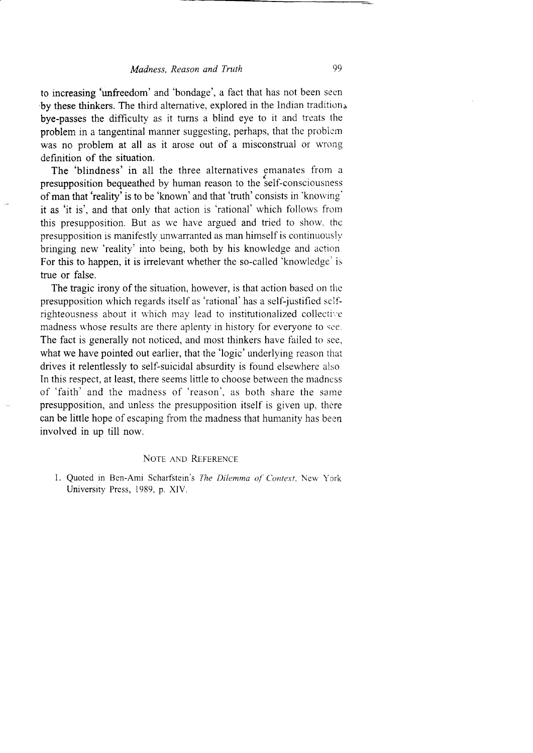to increasing 'unfreedom' and 'bondage', a fact that has not been seen by these thinkers. The third alternative, explored in the Indian tradition, bye-passes the difficulty as it turns a blind eye to it and treats the problem in a tangentinal manner suggesting, perhaps, that the problem was no problem at all as it arose out of a misconstrual or wrong definition of the situation.

The 'blindness' in all the three alternatives emanates from a presupposition bequeathed by human reason to the self-consciousness of man that 'reality' is to be 'known' and that 'truth' consists in 'knowing' it as 'it is', and that only that action is 'rational' which follows from this presupposition. But as we have argued and tried to show, the presupposition is manifestly unwarranted as man himself is continuously bringing new 'reality' into being, both by his knowledge and action. For this to happen, it is irrelevant whether the so-called 'knowledge' is true or false.

The tragic irony of the situation, however, is that action based on the presupposition which regards itself as 'rational' has a self-justified self-righteousness about it which may lead to institutionalized collective madness whose results are there aplenty in history for everyone to see. The fact is generally not noticed, and most thinkers have failed to see, what we have pointed out earlier, that the 'logic' underlying reason that drives it relentlessly to self-suicidal absurdity is found elsewhere also. In this respect, at least, there seems little to choose between the madness of 'faith' and the madness of 'reason', as both share the same presupposition, and unless the presupposition itself is given up, there can be little hope of escaping from the madness that humanity has been involved in up till now.

## Note and Reference

1. Quoted in Ben-Ami Scharfstein's *The Dilemma of Context*, New York University Press, 1989, p. XIV.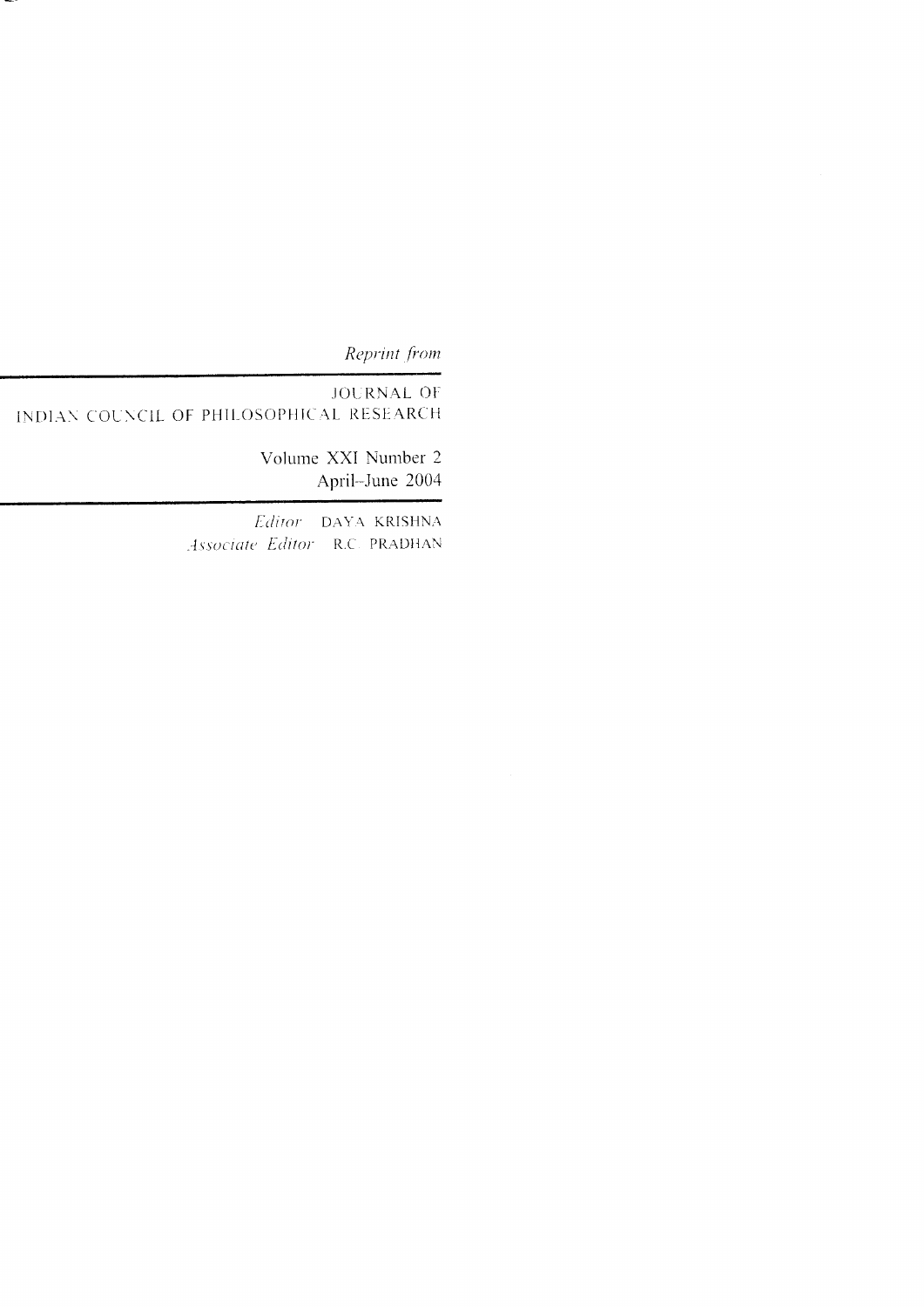*Reprint from*

JOURNAL OF
INDIAN COUNCIL OF PHILOSOPHICAL RESEARCH

Volume XXI Number 2
April–June 2004

*Editor* DAYA KRISHNA
*Associate Editor* R.C. PRADHAN